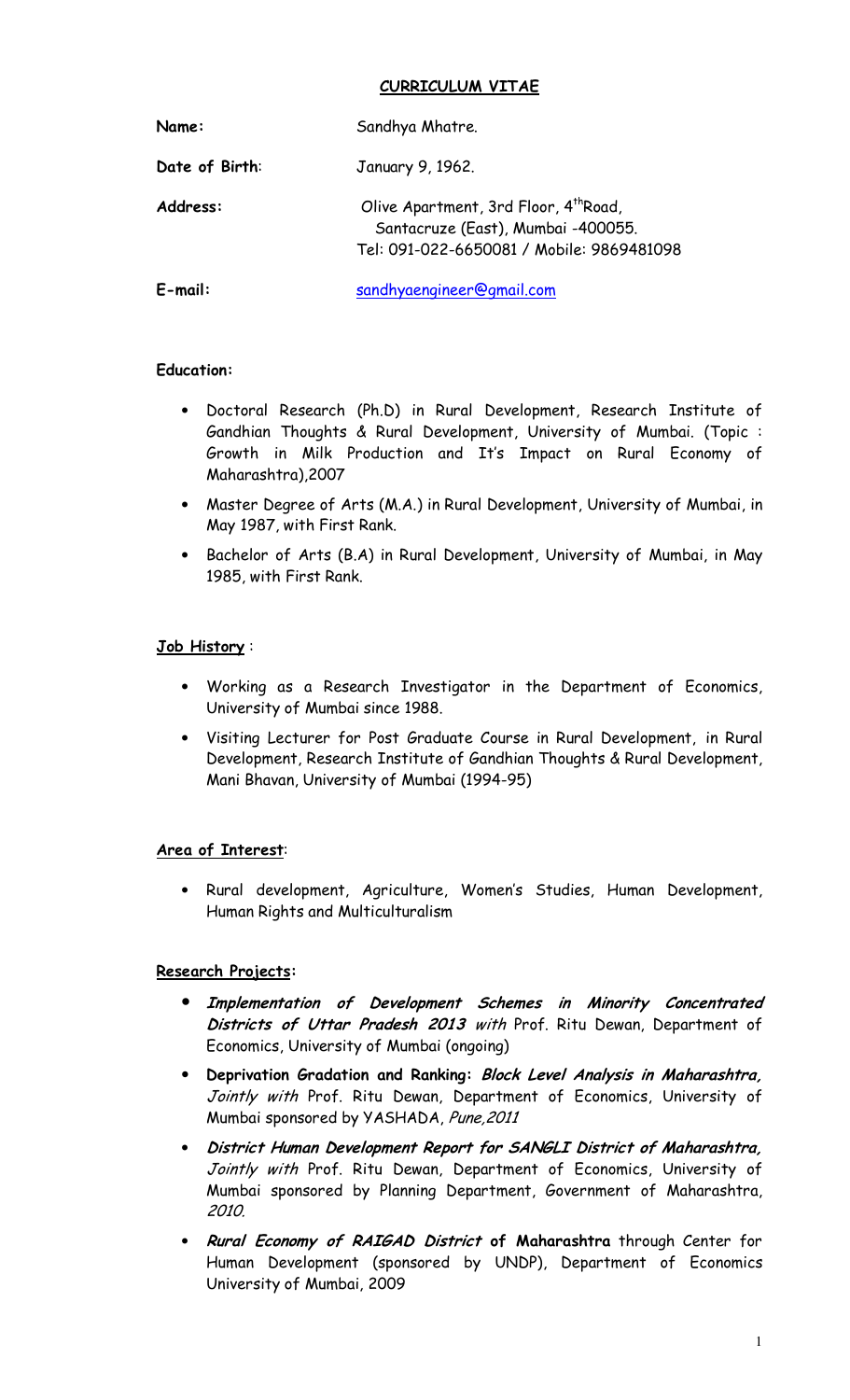# CURRICULUM VITAE

**Name:** Sandhya Mhatre.

**Date of Birth:** January 9, 1962.

**Address:** Olive Apartment, 3rd Floor, 4thRoad, Santacruze (East), Mumbai -400055.
Tel: 091-022-6650081 / Mobile: 9869481098

**E-mail:** sandhyaengineer@gmail.com

**Education:**

- Doctoral Research (Ph.D) in Rural Development, Research Institute of Gandhian Thoughts & Rural Development, University of Mumbai. (Topic : Growth in Milk Production and It's Impact on Rural Economy of Maharashtra),2007
- Master Degree of Arts (M.A.) in Rural Development, University of Mumbai, in May 1987, with First Rank.
- Bachelor of Arts (B.A) in Rural Development, University of Mumbai, in May 1985, with First Rank.

**Job History** :

- Working as a Research Investigator in the Department of Economics, University of Mumbai since 1988.
- Visiting Lecturer for Post Graduate Course in Rural Development, in Rural Development, Research Institute of Gandhian Thoughts & Rural Development, Mani Bhavan, University of Mumbai (1994-95)

**Area of Interest**:

- Rural development, Agriculture, Women's Studies, Human Development, Human Rights and Multiculturalism

**Research Projects:**

- ***Implementation of Development Schemes in Minority Concentrated Districts of Uttar Pradesh 2013*** *with* Prof. Ritu Dewan, Department of Economics, University of Mumbai (ongoing)
- **Deprivation Gradation and Ranking:** ***Block Level Analysis in Maharashtra,*** *Jointly with* Prof. Ritu Dewan, Department of Economics, University of Mumbai sponsored by YASHADA, *Pune,2011*
- ***District Human Development Report for SANGLI District of Maharashtra,*** *Jointly with* Prof. Ritu Dewan, Department of Economics, University of Mumbai sponsored by Planning Department, Government of Maharashtra, *2010.*
- ***Rural Economy of RAIGAD District*** **of Maharashtra** through Center for Human Development (sponsored by UNDP), Department of Economics University of Mumbai, 2009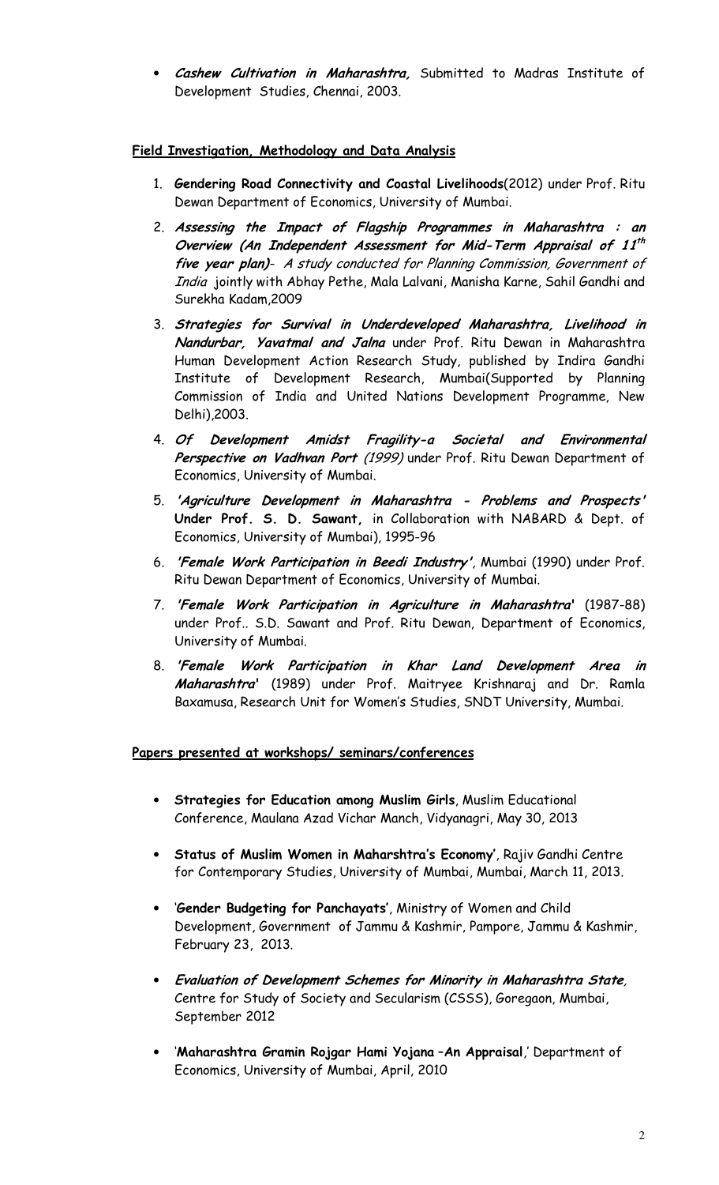- ***Cashew Cultivation in Maharashtra,*** Submitted to Madras Institute of Development Studies, Chennai, 2003.

**Field Investigation, Methodology and Data Analysis**

1. **Gendering Road Connectivity and Coastal Livelihoods**(2012) under Prof. Ritu Dewan Department of Economics, University of Mumbai.
2. ***Assessing the Impact of Flagship Programmes in Maharashtra : an Overview (An Independent Assessment for Mid-Term Appraisal of 11th five year plan)****- A study conducted for Planning Commission, Government of India* jointly with Abhay Pethe, Mala Lalvani, Manisha Karne, Sahil Gandhi and Surekha Kadam,2009
3. ***Strategies for Survival in Underdeveloped Maharashtra, Livelihood in Nandurbar, Yavatmal and Jalna*** under Prof. Ritu Dewan in Maharashtra Human Development Action Research Study, published by Indira Gandhi Institute of Development Research, Mumbai(Supported by Planning Commission of India and United Nations Development Programme, New Delhi),2003.
4. ***Of Development Amidst Fragility-a Societal and Environmental Perspective on Vadhvan Port*** *(1999)* under Prof. Ritu Dewan Department of Economics, University of Mumbai.
5. ***'Agriculture Development in Maharashtra - Problems and Prospects'*** **Under Prof. S. D. Sawant,** in Collaboration with NABARD & Dept. of Economics, University of Mumbai), 1995-96
6. ***'Female Work Participation in Beedi Industry'***, Mumbai (1990) under Prof. Ritu Dewan Department of Economics, University of Mumbai.
7. ***'Female Work Participation in Agriculture in Maharashtra'*** (1987-88) under Prof.. S.D. Sawant and Prof. Ritu Dewan, Department of Economics, University of Mumbai.
8. ***'Female Work Participation in Khar Land Development Area in Maharashtra'*** (1989) under Prof. Maitryee Krishnaraj and Dr. Ramla Baxamusa, Research Unit for Women's Studies, SNDT University, Mumbai.

**Papers presented at workshops/ seminars/conferences**

- **Strategies for Education among Muslim Girls**, Muslim Educational Conference, Maulana Azad Vichar Manch, Vidyanagri, May 30, 2013
- **Status of Muslim Women in Maharshtra's Economy'**, Rajiv Gandhi Centre for Contemporary Studies, University of Mumbai, Mumbai, March 11, 2013.
- '**Gender Budgeting for Panchayats'**, Ministry of Women and Child Development, Government of Jammu & Kashmir, Pampore, Jammu & Kashmir, February 23, 2013.
- ***Evaluation of Development Schemes for Minority in Maharashtra State***, Centre for Study of Society and Secularism (CSSS), Goregaon, Mumbai, September 2012
- '**Maharashtra Gramin Rojgar Hami Yojana –An Appraisal**,' Department of Economics, University of Mumbai, April, 2010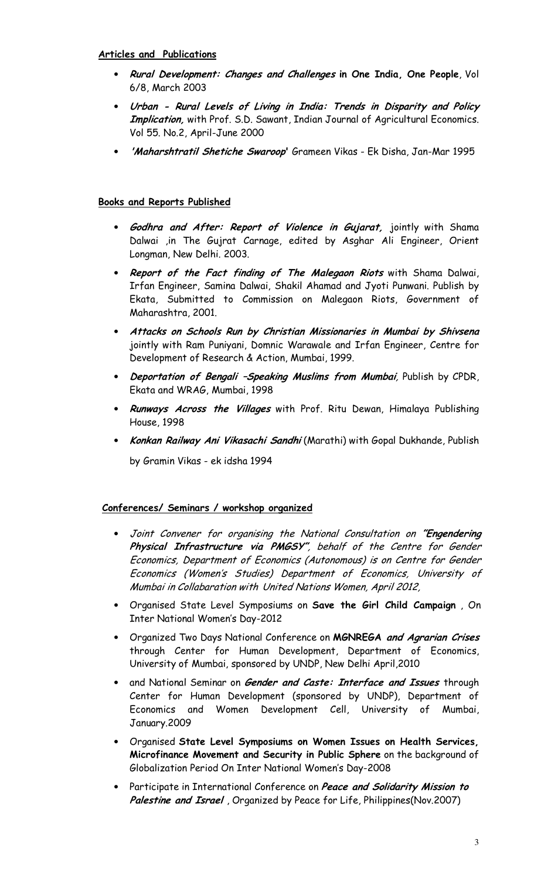**Articles and Publications**

- ***Rural Development: Changes and Challenges* in One India, One People**, Vol 6/8, March 2003
- ***Urban - Rural Levels of Living in India: Trends in Disparity and Policy Implication,*** with Prof. S.D. Sawant, Indian Journal of Agricultural Economics. Vol 55. No.2, April-June 2000
- ***'Maharshtratil Shetiche Swaroop'*** Grameen Vikas - Ek Disha, Jan-Mar 1995

**Books and Reports Published**

- ***Godhra and After: Report of Violence in Gujarat,*** jointly with Shama Dalwai ,in The Gujrat Carnage, edited by Asghar Ali Engineer, Orient Longman, New Delhi. 2003.
- ***Report of the Fact finding of The Malegaon Riots*** with Shama Dalwai, Irfan Engineer, Samina Dalwai, Shakil Ahamad and Jyoti Punwani. Publish by Ekata, Submitted to Commission on Malegaon Riots, Government of Maharashtra, 2001.
- ***Attacks on Schools Run by Christian Missionaries in Mumbai by Shivsena*** jointly with Ram Puniyani, Domnic Warawale and Irfan Engineer, Centre for Development of Research & Action, Mumbai, 1999.
- ***Deportation of Bengali –Speaking Muslims from Mumbai,*** Publish by CPDR, Ekata and WRAG, Mumbai, 1998
- ***Runways Across the Villages*** with Prof. Ritu Dewan, Himalaya Publishing House, 1998
- ***Konkan Railway Ani Vikasachi Sandhi*** (Marathi) with Gopal Dukhande, Publish by Gramin Vikas - ek idsha 1994

**Conferences/ Seminars / workshop organized**

- *Joint Convener for organising the National Consultation on **"Engendering Physical Infrastructure via PMGSY",** behalf of the Centre for Gender Economics, Department of Economics (Autonomous) is on Centre for Gender Economics (Women's Studies) Department of Economics, University of Mumbai in Collabaration with United Nations Women, April 2012,*
- Organised State Level Symposiums on **Save the Girl Child Campaign** , On Inter National Women's Day-2012
- Organized Two Days National Conference on **MGNREGA *and Agrarian Crises*** through Center for Human Development, Department of Economics, University of Mumbai, sponsored by UNDP, New Delhi April,2010
- and National Seminar on ***Gender and Caste: Interface and Issues*** through Center for Human Development (sponsored by UNDP), Department of Economics and Women Development Cell, University of Mumbai, January.2009
- Organised **State Level Symposiums on Women Issues on Health Services, Microfinance Movement and Security in Public Sphere** on the background of Globalization Period On Inter National Women's Day-2008
- Participate in International Conference on ***Peace and Solidarity Mission to Palestine and Israel*** , Organized by Peace for Life, Philippines(Nov.2007)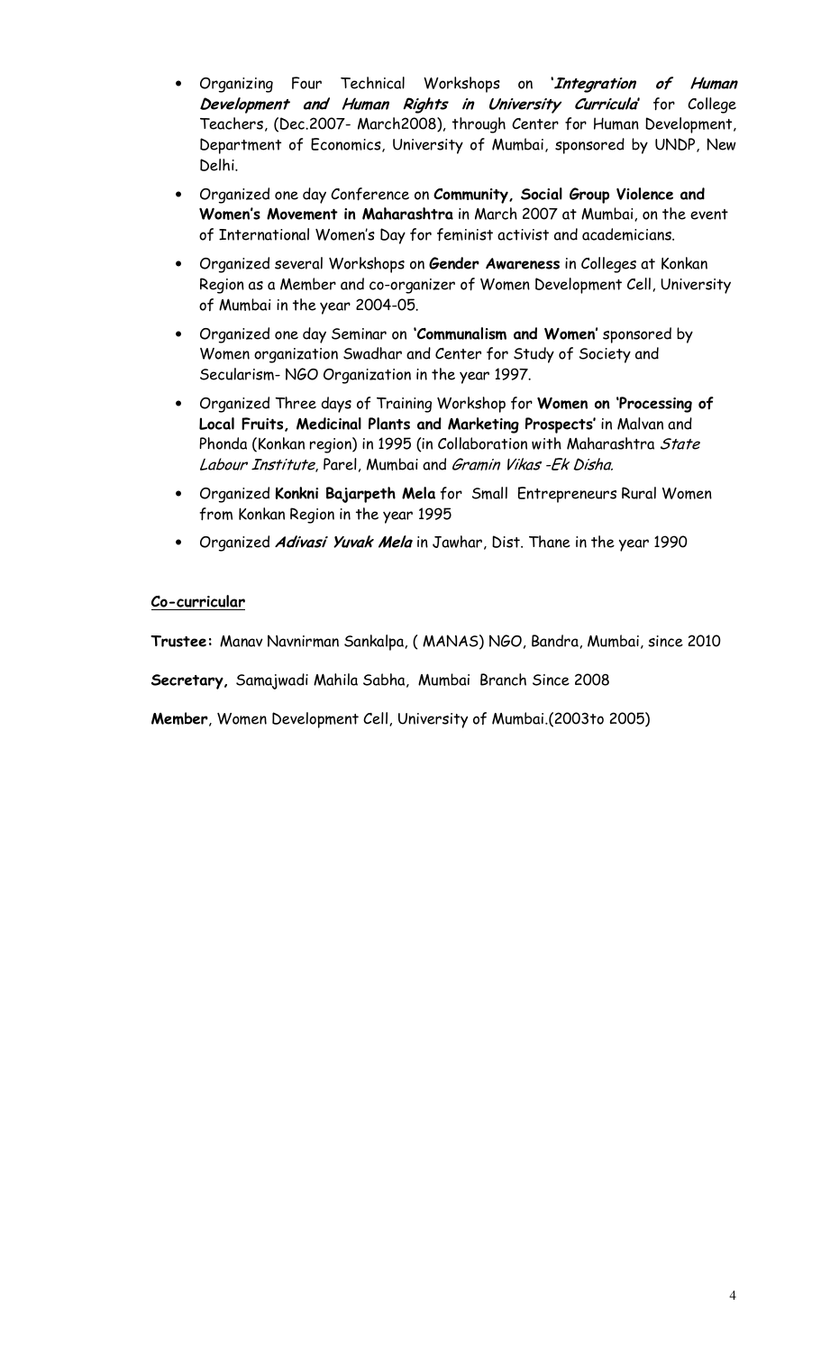- Organizing Four Technical Workshops on '***Integration of Human Development and Human Rights in University Curricula***' for College Teachers, (Dec.2007- March2008), through Center for Human Development, Department of Economics, University of Mumbai, sponsored by UNDP, New Delhi.
- Organized one day Conference on **Community, Social Group Violence and Women's Movement in Maharashtra** in March 2007 at Mumbai, on the event of International Women's Day for feminist activist and academicians.
- Organized several Workshops on **Gender Awareness** in Colleges at Konkan Region as a Member and co-organizer of Women Development Cell, University of Mumbai in the year 2004-05.
- Organized one day Seminar on **'Communalism and Women'** sponsored by Women organization Swadhar and Center for Study of Society and Secularism- NGO Organization in the year 1997.
- Organized Three days of Training Workshop for **Women on 'Processing of Local Fruits, Medicinal Plants and Marketing Prospects'** in Malvan and Phonda (Konkan region) in 1995 (in Collaboration with Maharashtra *State Labour Institute*, Parel, Mumbai and *Gramin Vikas -Ek Disha.*
- Organized **Konkni Bajarpeth Mela** for Small Entrepreneurs Rural Women from Konkan Region in the year 1995
- Organized ***Adivasi Yuvak Mela*** in Jawhar, Dist. Thane in the year 1990

**Co-curricular**

**Trustee:** Manav Navnirman Sankalpa, ( MANAS) NGO, Bandra, Mumbai, since 2010

**Secretary,** Samajwadi Mahila Sabha, Mumbai Branch Since 2008

**Member**, Women Development Cell, University of Mumbai.(2003to 2005)